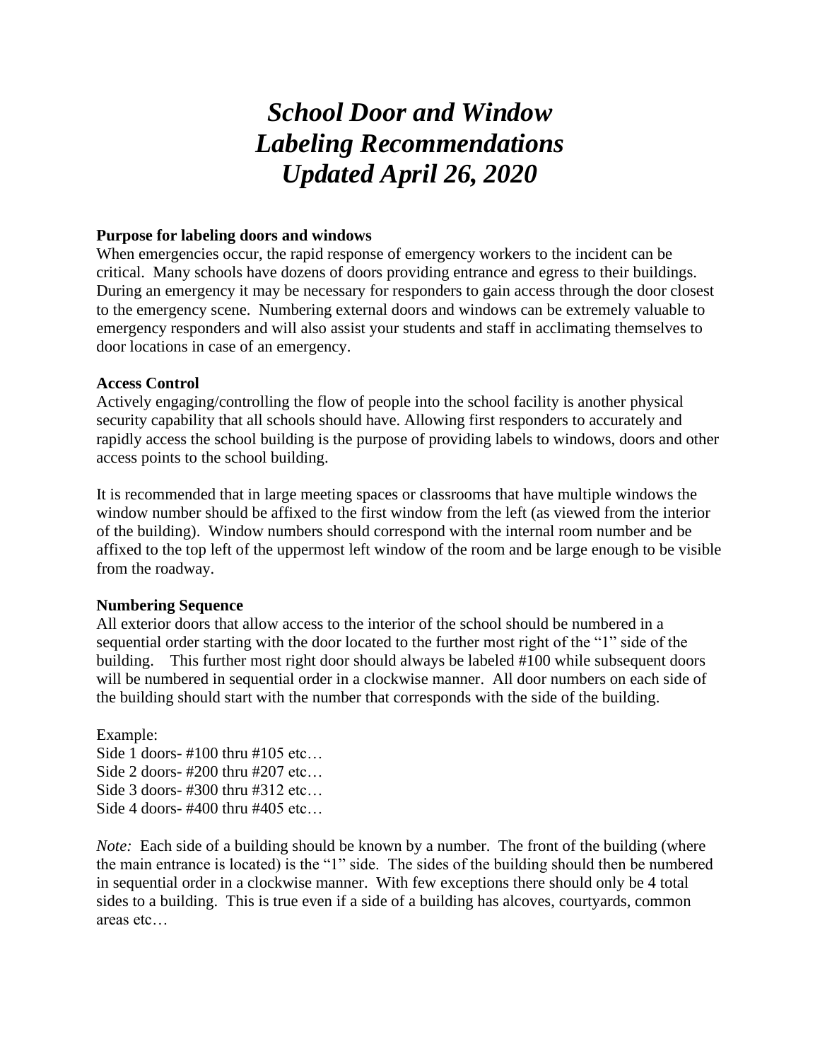# *School Door and Window Labeling Recommendations Updated April 26, 2020*

**Purpose for labeling doors and windows**

When emergencies occur, the rapid response of emergency workers to the incident can be critical. Many schools have dozens of doors providing entrance and egress to their buildings. During an emergency it may be necessary for responders to gain access through the door closest to the emergency scene. Numbering external doors and windows can be extremely valuable to emergency responders and will also assist your students and staff in acclimating themselves to door locations in case of an emergency.

**Access Control**

Actively engaging/controlling the flow of people into the school facility is another physical security capability that all schools should have. Allowing first responders to accurately and rapidly access the school building is the purpose of providing labels to windows, doors and other access points to the school building.

It is recommended that in large meeting spaces or classrooms that have multiple windows the window number should be affixed to the first window from the left (as viewed from the interior of the building). Window numbers should correspond with the internal room number and be affixed to the top left of the uppermost left window of the room and be large enough to be visible from the roadway.

**Numbering Sequence**

All exterior doors that allow access to the interior of the school should be numbered in a sequential order starting with the door located to the further most right of the "1" side of the building. This further most right door should always be labeled #100 while subsequent doors will be numbered in sequential order in a clockwise manner. All door numbers on each side of the building should start with the number that corresponds with the side of the building.

Example:
Side 1 doors- #100 thru #105 etc…
Side 2 doors- #200 thru #207 etc…
Side 3 doors- #300 thru #312 etc…
Side 4 doors- #400 thru #405 etc…

*Note:* Each side of a building should be known by a number. The front of the building (where the main entrance is located) is the "1" side. The sides of the building should then be numbered in sequential order in a clockwise manner. With few exceptions there should only be 4 total sides to a building. This is true even if a side of a building has alcoves, courtyards, common areas etc…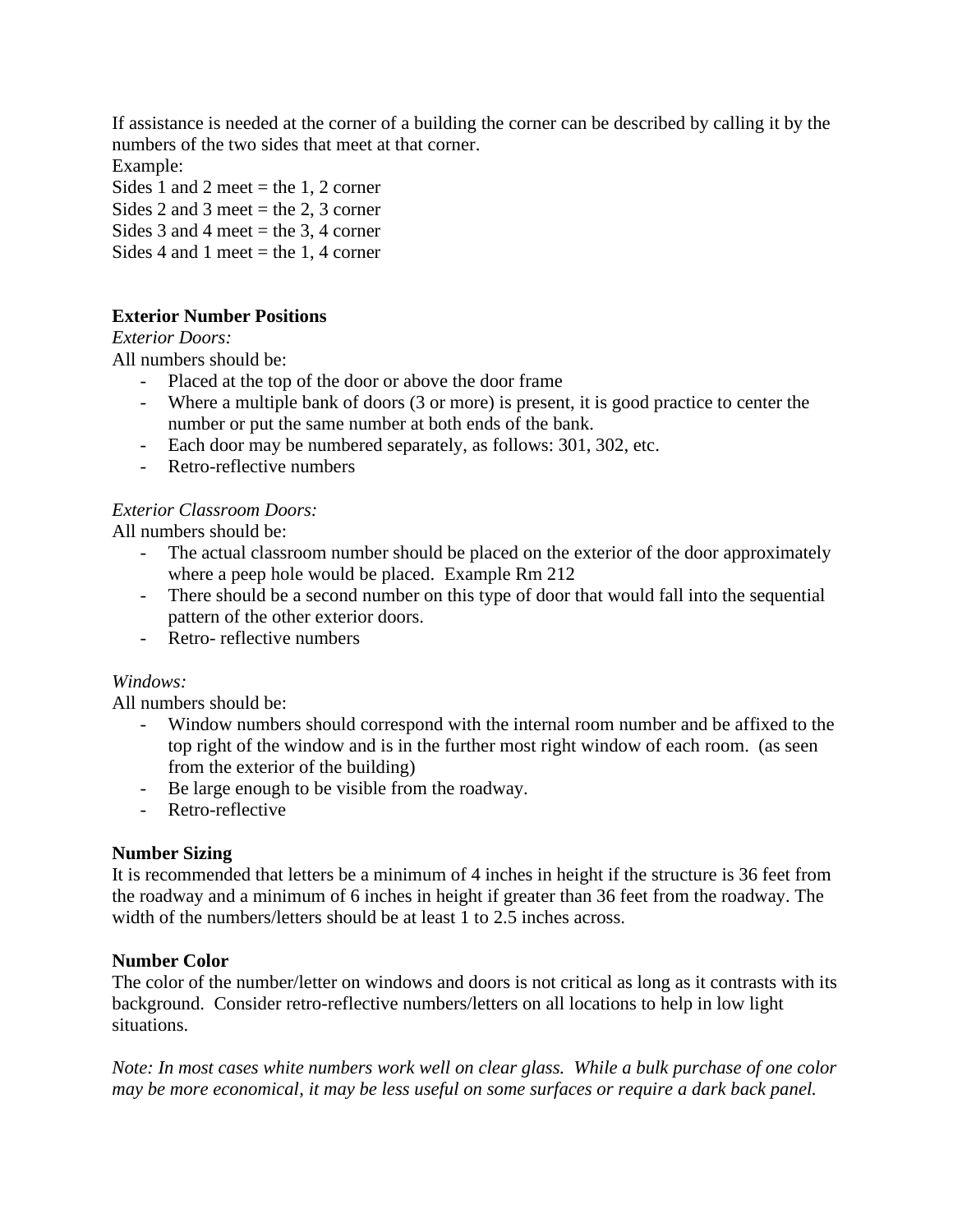If assistance is needed at the corner of a building the corner can be described by calling it by the numbers of the two sides that meet at that corner.

Example:

Sides 1 and 2 meet = the 1, 2 corner

Sides 2 and 3 meet = the 2, 3 corner

Sides 3 and 4 meet = the 3, 4 corner

Sides 4 and 1 meet = the 1, 4 corner

**Exterior Number Positions**

*Exterior Doors:*

All numbers should be:

- Placed at the top of the door or above the door frame
- Where a multiple bank of doors (3 or more) is present, it is good practice to center the number or put the same number at both ends of the bank.
- Each door may be numbered separately, as follows: 301, 302, etc.
- Retro-reflective numbers

*Exterior Classroom Doors:*

All numbers should be:

- The actual classroom number should be placed on the exterior of the door approximately where a peep hole would be placed. Example Rm 212
- There should be a second number on this type of door that would fall into the sequential pattern of the other exterior doors.
- Retro- reflective numbers

*Windows:*

All numbers should be:

- Window numbers should correspond with the internal room number and be affixed to the top right of the window and is in the further most right window of each room. (as seen from the exterior of the building)
- Be large enough to be visible from the roadway.
- Retro-reflective

**Number Sizing**

It is recommended that letters be a minimum of 4 inches in height if the structure is 36 feet from the roadway and a minimum of 6 inches in height if greater than 36 feet from the roadway. The width of the numbers/letters should be at least 1 to 2.5 inches across.

**Number Color**

The color of the number/letter on windows and doors is not critical as long as it contrasts with its background. Consider retro-reflective numbers/letters on all locations to help in low light situations.

*Note: In most cases white numbers work well on clear glass. While a bulk purchase of one color may be more economical, it may be less useful on some surfaces or require a dark back panel.*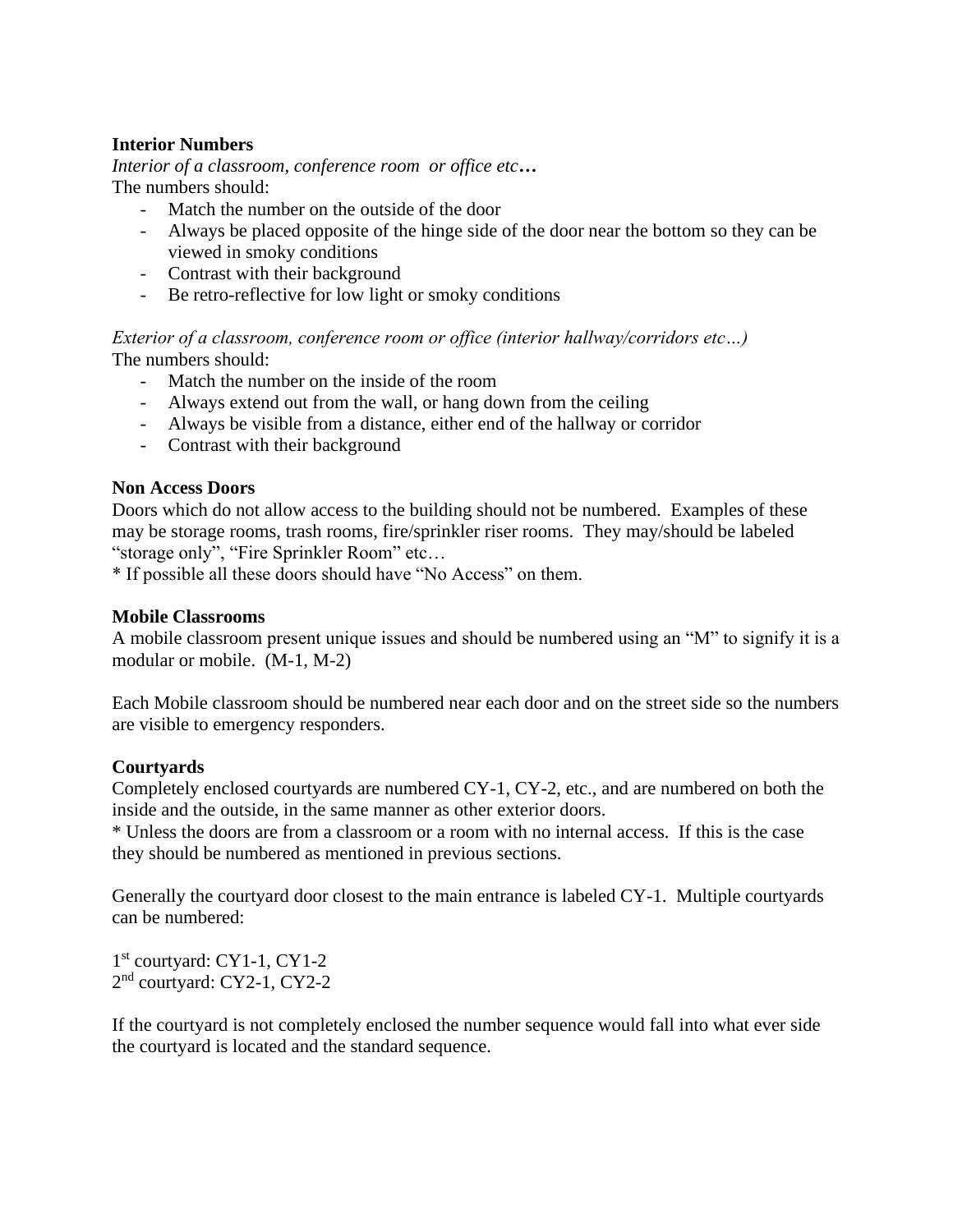**Interior Numbers**

*Interior of a classroom, conference room or office etc…*

The numbers should:

- Match the number on the outside of the door
- Always be placed opposite of the hinge side of the door near the bottom so they can be viewed in smoky conditions
- Contrast with their background
- Be retro-reflective for low light or smoky conditions

*Exterior of a classroom, conference room or office (interior hallway/corridors etc…)*

The numbers should:

- Match the number on the inside of the room
- Always extend out from the wall, or hang down from the ceiling
- Always be visible from a distance, either end of the hallway or corridor
- Contrast with their background

**Non Access Doors**

Doors which do not allow access to the building should not be numbered. Examples of these may be storage rooms, trash rooms, fire/sprinkler riser rooms. They may/should be labeled "storage only", "Fire Sprinkler Room" etc…

* If possible all these doors should have "No Access" on them.

**Mobile Classrooms**

A mobile classroom present unique issues and should be numbered using an "M" to signify it is a modular or mobile. (M-1, M-2)

Each Mobile classroom should be numbered near each door and on the street side so the numbers are visible to emergency responders.

**Courtyards**

Completely enclosed courtyards are numbered CY-1, CY-2, etc., and are numbered on both the inside and the outside, in the same manner as other exterior doors.

* Unless the doors are from a classroom or a room with no internal access. If this is the case they should be numbered as mentioned in previous sections.

Generally the courtyard door closest to the main entrance is labeled CY-1. Multiple courtyards can be numbered:

1st courtyard: CY1-1, CY1-2
2nd courtyard: CY2-1, CY2-2

If the courtyard is not completely enclosed the number sequence would fall into what ever side the courtyard is located and the standard sequence.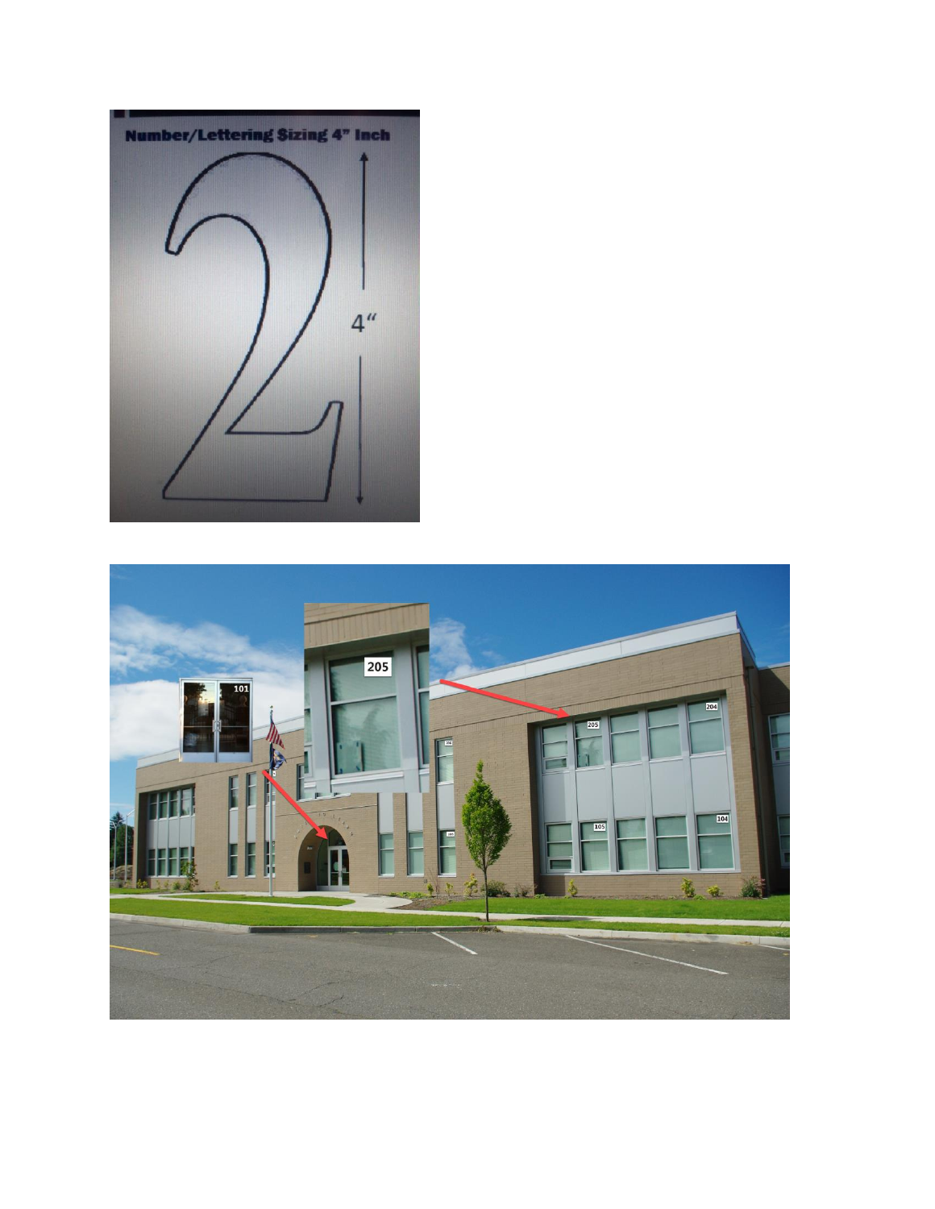Number/Lettering Sizing 4" Inch

4"

205

101

204

205

105

104